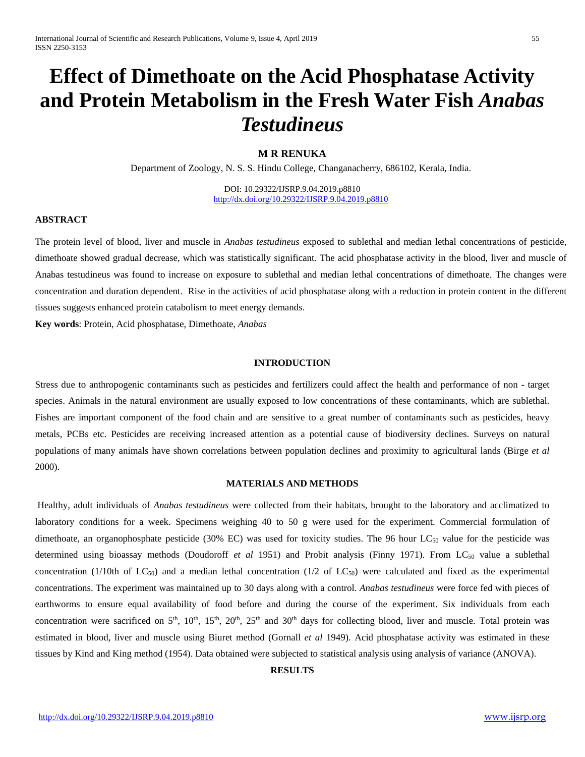# Effect of Dimethoate on the Acid Phosphatase Activity and Protein Metabolism in the Fresh Water Fish *Anabas Testudineus*

**M R RENUKA**

Department of Zoology, N. S. S. Hindu College, Changanacherry, 686102, Kerala, India.

DOI: 10.29322/IJSRP.9.04.2019.p8810
http://dx.doi.org/10.29322/IJSRP.9.04.2019.p8810

## ABSTRACT

The protein level of blood, liver and muscle in *Anabas testudineus* exposed to sublethal and median lethal concentrations of pesticide, dimethoate showed gradual decrease, which was statistically significant. The acid phosphatase activity in the blood, liver and muscle of Anabas testudineus was found to increase on exposure to sublethal and median lethal concentrations of dimethoate. The changes were concentration and duration dependent. Rise in the activities of acid phosphatase along with a reduction in protein content in the different tissues suggests enhanced protein catabolism to meet energy demands.

**Key words**: Protein, Acid phosphatase, Dimethoate, *Anabas*

## INTRODUCTION

Stress due to anthropogenic contaminants such as pesticides and fertilizers could affect the health and performance of non - target species. Animals in the natural environment are usually exposed to low concentrations of these contaminants, which are sublethal. Fishes are important component of the food chain and are sensitive to a great number of contaminants such as pesticides, heavy metals, PCBs etc. Pesticides are receiving increased attention as a potential cause of biodiversity declines. Surveys on natural populations of many animals have shown correlations between population declines and proximity to agricultural lands (Birge *et al* 2000).

## MATERIALS AND METHODS

Healthy, adult individuals of *Anabas testudineus* were collected from their habitats, brought to the laboratory and acclimatized to laboratory conditions for a week. Specimens weighing 40 to 50 g were used for the experiment. Commercial formulation of dimethoate, an organophosphate pesticide (30% EC) was used for toxicity studies. The 96 hour $LC_{50}$ value for the pesticide was determined using bioassay methods (Doudoroff *et al* 1951) and Probit analysis (Finny 1971). From $LC_{50}$ value a sublethal concentration (1/10th of $LC_{50}$) and a median lethal concentration (1/2 of $LC_{50}$) were calculated and fixed as the experimental concentrations. The experiment was maintained up to 30 days along with a control. *Anabas testudineus* were force fed with pieces of earthworms to ensure equal availability of food before and during the course of the experiment. Six individuals from each concentration were sacrificed on 5$^{th}$, 10$^{th}$, 15$^{th}$, 20$^{th}$, 25$^{th}$ and 30$^{th}$ days for collecting blood, liver and muscle. Total protein was estimated in blood, liver and muscle using Biuret method (Gornall *et al* 1949). Acid phosphatase activity was estimated in these tissues by Kind and King method (1954). Data obtained were subjected to statistical analysis using analysis of variance (ANOVA).

## RESULTS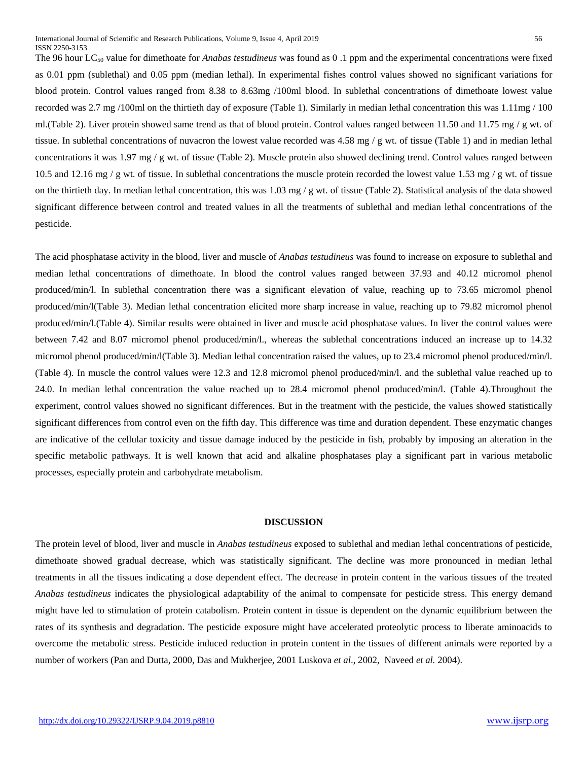The 96 hour $LC_{50}$ value for dimethoate for *Anabas testudineus* was found as 0 .1 ppm and the experimental concentrations were fixed as 0.01 ppm (sublethal) and 0.05 ppm (median lethal). In experimental fishes control values showed no significant variations for blood protein. Control values ranged from 8.38 to 8.63mg /100ml blood. In sublethal concentrations of dimethoate lowest value recorded was 2.7 mg /100ml on the thirtieth day of exposure (Table 1). Similarly in median lethal concentration this was 1.11mg / 100 ml.(Table 2). Liver protein showed same trend as that of blood protein. Control values ranged between 11.50 and 11.75 mg / g wt. of tissue. In sublethal concentrations of nuvacron the lowest value recorded was 4.58 mg / g wt. of tissue (Table 1) and in median lethal concentrations it was 1.97 mg / g wt. of tissue (Table 2). Muscle protein also showed declining trend. Control values ranged between 10.5 and 12.16 mg / g wt. of tissue. In sublethal concentrations the muscle protein recorded the lowest value 1.53 mg / g wt. of tissue on the thirtieth day. In median lethal concentration, this was 1.03 mg / g wt. of tissue (Table 2). Statistical analysis of the data showed significant difference between control and treated values in all the treatments of sublethal and median lethal concentrations of the pesticide.

The acid phosphatase activity in the blood, liver and muscle of *Anabas testudineus* was found to increase on exposure to sublethal and median lethal concentrations of dimethoate. In blood the control values ranged between 37.93 and 40.12 micromol phenol produced/min/l. In sublethal concentration there was a significant elevation of value, reaching up to 73.65 micromol phenol produced/min/l(Table 3). Median lethal concentration elicited more sharp increase in value, reaching up to 79.82 micromol phenol produced/min/l.(Table 4). Similar results were obtained in liver and muscle acid phosphatase values. In liver the control values were between 7.42 and 8.07 micromol phenol produced/min/l., whereas the sublethal concentrations induced an increase up to 14.32 micromol phenol produced/min/l(Table 3). Median lethal concentration raised the values, up to 23.4 micromol phenol produced/min/l. (Table 4). In muscle the control values were 12.3 and 12.8 micromol phenol produced/min/l. and the sublethal value reached up to 24.0. In median lethal concentration the value reached up to 28.4 micromol phenol produced/min/l. (Table 4).Throughout the experiment, control values showed no significant differences. But in the treatment with the pesticide, the values showed statistically significant differences from control even on the fifth day. This difference was time and duration dependent. These enzymatic changes are indicative of the cellular toxicity and tissue damage induced by the pesticide in fish, probably by imposing an alteration in the specific metabolic pathways. It is well known that acid and alkaline phosphatases play a significant part in various metabolic processes, especially protein and carbohydrate metabolism.

## DISCUSSION

The protein level of blood, liver and muscle in *Anabas testudineus* exposed to sublethal and median lethal concentrations of pesticide, dimethoate showed gradual decrease, which was statistically significant. The decline was more pronounced in median lethal treatments in all the tissues indicating a dose dependent effect. The decrease in protein content in the various tissues of the treated *Anabas testudineus* indicates the physiological adaptability of the animal to compensate for pesticide stress. This energy demand might have led to stimulation of protein catabolism. Protein content in tissue is dependent on the dynamic equilibrium between the rates of its synthesis and degradation. The pesticide exposure might have accelerated proteolytic process to liberate aminoacids to overcome the metabolic stress. Pesticide induced reduction in protein content in the tissues of different animals were reported by a number of workers (Pan and Dutta, 2000, Das and Mukherjee, 2001 Luskova *et al*., 2002, Naveed *et al.* 2004).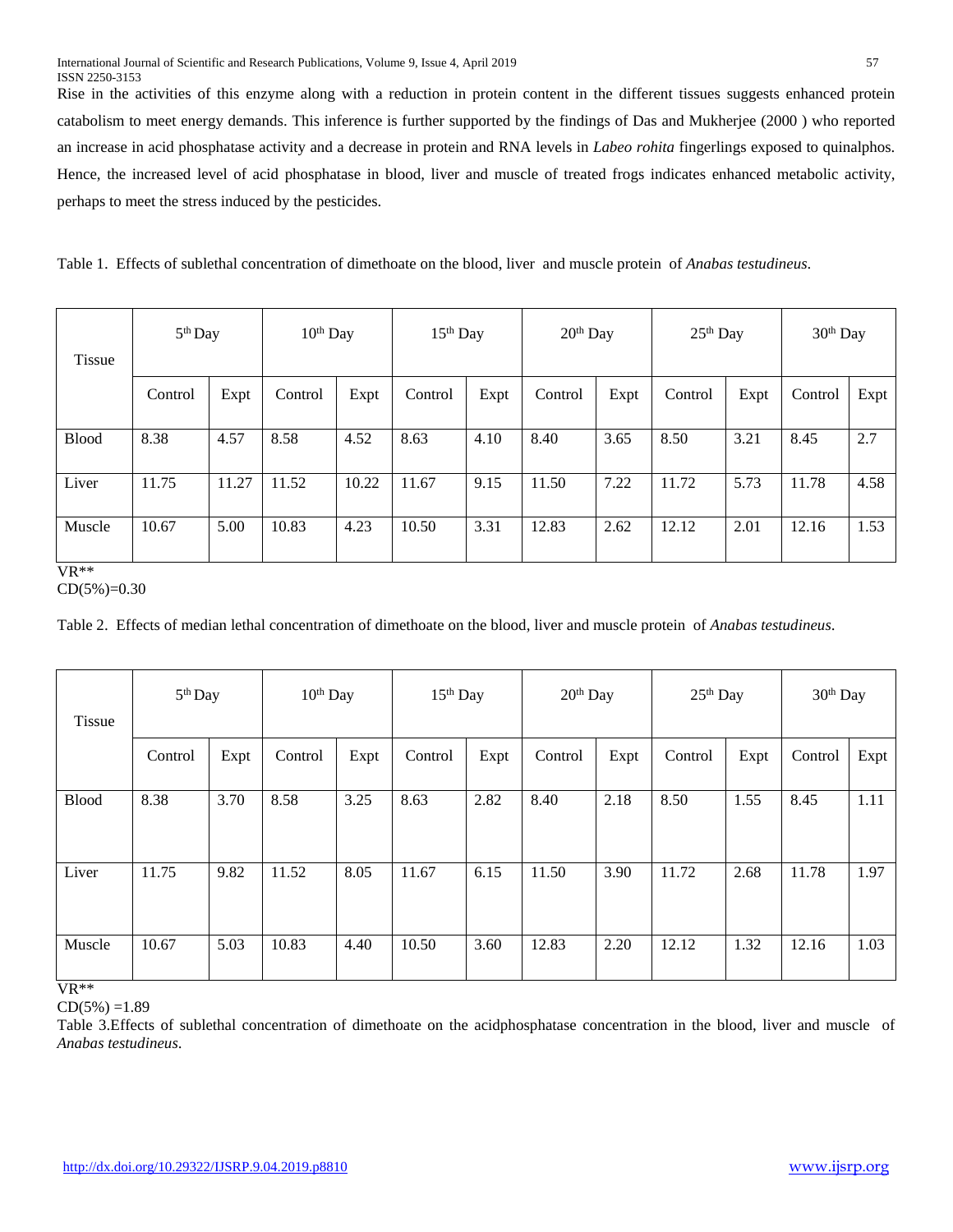Rise in the activities of this enzyme along with a reduction in protein content in the different tissues suggests enhanced protein catabolism to meet energy demands. This inference is further supported by the findings of Das and Mukherjee (2000 ) who reported an increase in acid phosphatase activity and a decrease in protein and RNA levels in *Labeo rohita* fingerlings exposed to quinalphos. Hence, the increased level of acid phosphatase in blood, liver and muscle of treated frogs indicates enhanced metabolic activity, perhaps to meet the stress induced by the pesticides.

Table 1. Effects of sublethal concentration of dimethoate on the blood, liver and muscle protein of *Anabas testudineus.*

| Tissue | 5th Day | | 10th Day | | 15th Day | | 20th Day | | 25th Day | | 30th Day | |
|---|---|---|---|---|---|---|---|---|---|---|---|---|
| | Control | Expt | Control | Expt | Control | Expt | Control | Expt | Control | Expt | Control | Expt |
| Blood | 8.38 | 4.57 | 8.58 | 4.52 | 8.63 | 4.10 | 8.40 | 3.65 | 8.50 | 3.21 | 8.45 | 2.7 |
| Liver | 11.75 | 11.27 | 11.52 | 10.22 | 11.67 | 9.15 | 11.50 | 7.22 | 11.72 | 5.73 | 11.78 | 4.58 |
| Muscle | 10.67 | 5.00 | 10.83 | 4.23 | 10.50 | 3.31 | 12.83 | 2.62 | 12.12 | 2.01 | 12.16 | 1.53 |

VR**
CD(5%)=0.30

Table 2. Effects of median lethal concentration of dimethoate on the blood, liver and muscle protein of *Anabas testudineus.*

| Tissue | 5th Day | | 10th Day | | 15th Day | | 20th Day | | 25th Day | | 30th Day | |
|---|---|---|---|---|---|---|---|---|---|---|---|---|
| | Control | Expt | Control | Expt | Control | Expt | Control | Expt | Control | Expt | Control | Expt |
| Blood | 8.38 | 3.70 | 8.58 | 3.25 | 8.63 | 2.82 | 8.40 | 2.18 | 8.50 | 1.55 | 8.45 | 1.11 |
| Liver | 11.75 | 9.82 | 11.52 | 8.05 | 11.67 | 6.15 | 11.50 | 3.90 | 11.72 | 2.68 | 11.78 | 1.97 |
| Muscle | 10.67 | 5.03 | 10.83 | 4.40 | 10.50 | 3.60 | 12.83 | 2.20 | 12.12 | 1.32 | 12.16 | 1.03 |

VR**
CD(5%) =1.89

Table 3.Effects of sublethal concentration of dimethoate on the acidphosphatase concentration in the blood, liver and muscle of *Anabas testudineus.*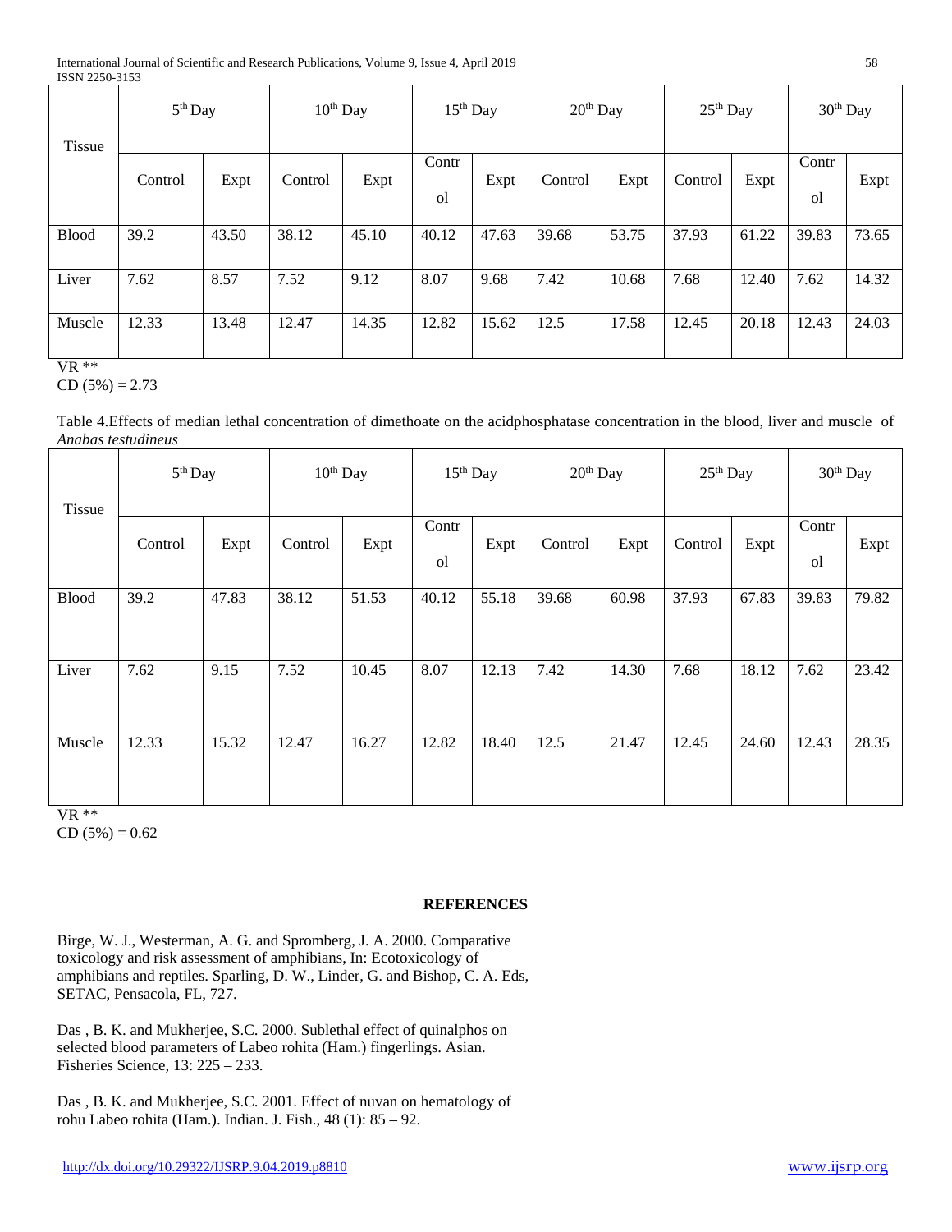| Tissue | 5th Day | | 10th Day | | 15th Day | | 20th Day | | 25th Day | | 30th Day | |
|---|---|---|---|---|---|---|---|---|---|---|---|---|
| | Control | Expt | Control | Expt | Control | Expt | Control | Expt | Control | Expt | Control | Expt |
| Blood | 39.2 | 43.50 | 38.12 | 45.10 | 40.12 | 47.63 | 39.68 | 53.75 | 37.93 | 61.22 | 39.83 | 73.65 |
| Liver | 7.62 | 8.57 | 7.52 | 9.12 | 8.07 | 9.68 | 7.42 | 10.68 | 7.68 | 12.40 | 7.62 | 14.32 |
| Muscle | 12.33 | 13.48 | 12.47 | 14.35 | 12.82 | 15.62 | 12.5 | 17.58 | 12.45 | 20.18 | 12.43 | 24.03 |

VR **

CD (5%) = 2.73

Table 4.Effects of median lethal concentration of dimethoate on the acidphosphatase concentration in the blood, liver and muscle of *Anabas testudineus*

| Tissue | 5th Day | | 10th Day | | 15th Day | | 20th Day | | 25th Day | | 30th Day | |
|---|---|---|---|---|---|---|---|---|---|---|---|---|
| | Control | Expt | Control | Expt | Control | Expt | Control | Expt | Control | Expt | Control | Expt |
| Blood | 39.2 | 47.83 | 38.12 | 51.53 | 40.12 | 55.18 | 39.68 | 60.98 | 37.93 | 67.83 | 39.83 | 79.82 |
| Liver | 7.62 | 9.15 | 7.52 | 10.45 | 8.07 | 12.13 | 7.42 | 14.30 | 7.68 | 18.12 | 7.62 | 23.42 |
| Muscle | 12.33 | 15.32 | 12.47 | 16.27 | 12.82 | 18.40 | 12.5 | 21.47 | 12.45 | 24.60 | 12.43 | 28.35 |

VR **

CD (5%) = 0.62

## REFERENCES

Birge, W. J., Westerman, A. G. and Spromberg, J. A. 2000. Comparative toxicology and risk assessment of amphibians, In: Ecotoxicology of amphibians and reptiles. Sparling, D. W., Linder, G. and Bishop, C. A. Eds, SETAC, Pensacola, FL, 727.

Das , B. K. and Mukherjee, S.C. 2000. Sublethal effect of quinalphos on selected blood parameters of Labeo rohita (Ham.) fingerlings. Asian. Fisheries Science, 13: 225 – 233.

Das , B. K. and Mukherjee, S.C. 2001. Effect of nuvan on hematology of rohu Labeo rohita (Ham.). Indian. J. Fish., 48 (1): 85 – 92.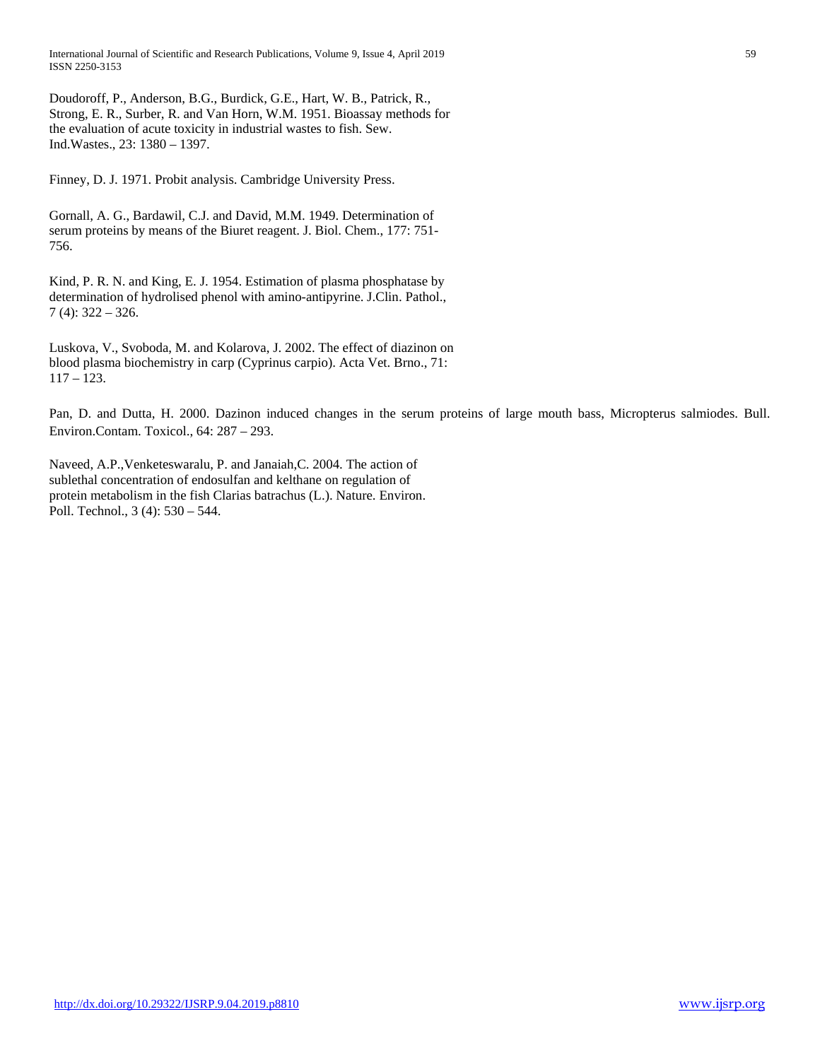Doudoroff, P., Anderson, B.G., Burdick, G.E., Hart, W. B., Patrick, R., Strong, E. R., Surber, R. and Van Horn, W.M. 1951. Bioassay methods for the evaluation of acute toxicity in industrial wastes to fish. Sew. Ind.Wastes., 23: 1380 – 1397.

Finney, D. J. 1971. Probit analysis. Cambridge University Press.

Gornall, A. G., Bardawil, C.J. and David, M.M. 1949. Determination of serum proteins by means of the Biuret reagent. J. Biol. Chem., 177: 751-756.

Kind, P. R. N. and King, E. J. 1954. Estimation of plasma phosphatase by determination of hydrolised phenol with amino-antipyrine. J.Clin. Pathol., 7 (4): 322 – 326.

Luskova, V., Svoboda, M. and Kolarova, J. 2002. The effect of diazinon on blood plasma biochemistry in carp (Cyprinus carpio). Acta Vet. Brno., 71: 117 – 123.

Pan, D. and Dutta, H. 2000. Dazinon induced changes in the serum proteins of large mouth bass, Micropterus salmiodes. Bull. Environ.Contam. Toxicol., 64: 287 – 293.

Naveed, A.P.,Venketeswaralu, P. and Janaiah,C. 2004. The action of sublethal concentration of endosulfan and kelthane on regulation of protein metabolism in the fish Clarias batrachus (L.). Nature. Environ. Poll. Technol., 3 (4): 530 – 544.